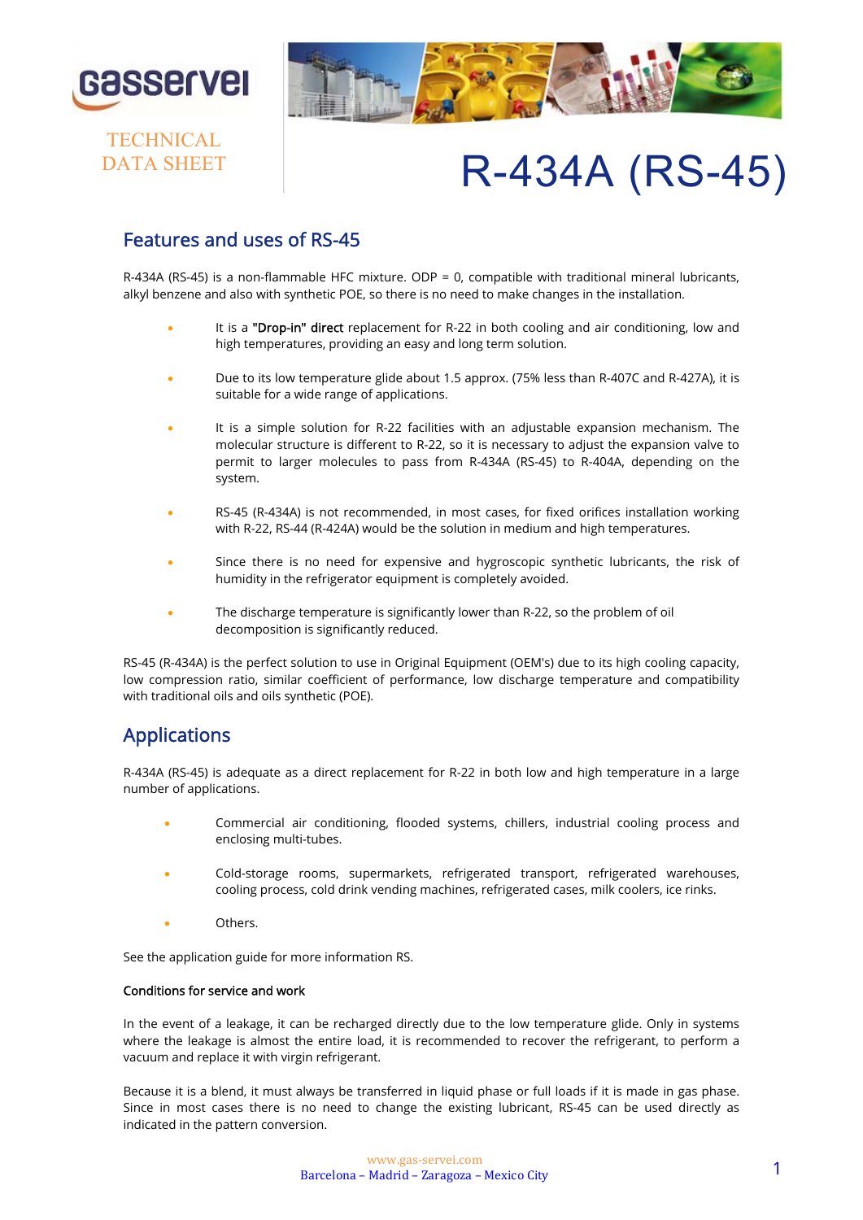gasservei

TECHNICAL DATA SHEET

# R-434A (RS-45)

## Features and uses of RS-45

R-434A (RS-45) is a non-flammable HFC mixture. ODP = 0, compatible with traditional mineral lubricants, alkyl benzene and also with synthetic POE, so there is no need to make changes in the installation.

- It is a **"Drop-in" direct** replacement for R-22 in both cooling and air conditioning, low and high temperatures, providing an easy and long term solution.
- Due to its low temperature glide about 1.5 approx. (75% less than R-407C and R-427A), it is suitable for a wide range of applications.
- It is a simple solution for R-22 facilities with an adjustable expansion mechanism. The molecular structure is different to R-22, so it is necessary to adjust the expansion valve to permit to larger molecules to pass from R-434A (RS-45) to R-404A, depending on the system.
- RS-45 (R-434A) is not recommended, in most cases, for fixed orifices installation working with R-22, RS-44 (R-424A) would be the solution in medium and high temperatures.
- Since there is no need for expensive and hygroscopic synthetic lubricants, the risk of humidity in the refrigerator equipment is completely avoided.
- The discharge temperature is significantly lower than R-22, so the problem of oil decomposition is significantly reduced.

RS-45 (R-434A) is the perfect solution to use in Original Equipment (OEM's) due to its high cooling capacity, low compression ratio, similar coefficient of performance, low discharge temperature and compatibility with traditional oils and oils synthetic (POE).

## Applications

R-434A (RS-45) is adequate as a direct replacement for R-22 in both low and high temperature in a large number of applications.

- Commercial air conditioning, flooded systems, chillers, industrial cooling process and enclosing multi-tubes.
- Cold-storage rooms, supermarkets, refrigerated transport, refrigerated warehouses, cooling process, cold drink vending machines, refrigerated cases, milk coolers, ice rinks.
- Others.

See the application guide for more information RS.

### Conditions for service and work

In the event of a leakage, it can be recharged directly due to the low temperature glide. Only in systems where the leakage is almost the entire load, it is recommended to recover the refrigerant, to perform a vacuum and replace it with virgin refrigerant.

Because it is a blend, it must always be transferred in liquid phase or full loads if it is made in gas phase. Since in most cases there is no need to change the existing lubricant, RS-45 can be used directly as indicated in the pattern conversion.

www.gas-servei.com
Barcelona – Madrid – Zaragoza – Mexico City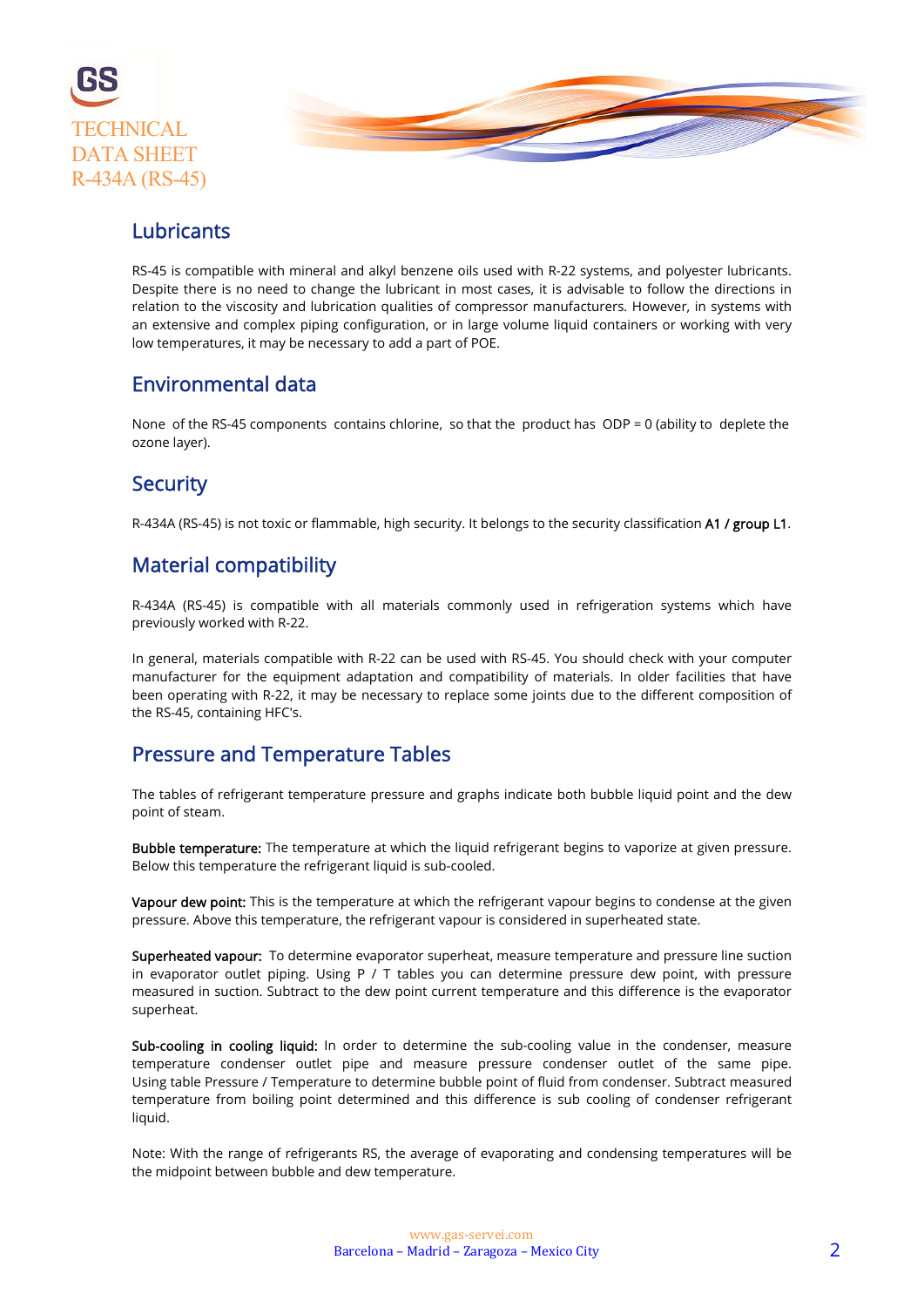## Lubricants

RS-45 is compatible with mineral and alkyl benzene oils used with R-22 systems, and polyester lubricants. Despite there is no need to change the lubricant in most cases, it is advisable to follow the directions in relation to the viscosity and lubrication qualities of compressor manufacturers. However, in systems with an extensive and complex piping configuration, or in large volume liquid containers or working with very low temperatures, it may be necessary to add a part of POE.

## Environmental data

None of the RS-45 components contains chlorine, so that the product has ODP = 0 (ability to deplete the ozone layer).

## Security

R-434A (RS-45) is not toxic or flammable, high security. It belongs to the security classification **A1 / group L1**.

## Material compatibility

R-434A (RS-45) is compatible with all materials commonly used in refrigeration systems which have previously worked with R-22.

In general, materials compatible with R-22 can be used with RS-45. You should check with your computer manufacturer for the equipment adaptation and compatibility of materials. In older facilities that have been operating with R-22, it may be necessary to replace some joints due to the different composition of the RS-45, containing HFC's.

## Pressure and Temperature Tables

The tables of refrigerant temperature pressure and graphs indicate both bubble liquid point and the dew point of steam.

**Bubble temperature:** The temperature at which the liquid refrigerant begins to vaporize at given pressure. Below this temperature the refrigerant liquid is sub-cooled.

**Vapour dew point:** This is the temperature at which the refrigerant vapour begins to condense at the given pressure. Above this temperature, the refrigerant vapour is considered in superheated state.

**Superheated vapour:** To determine evaporator superheat, measure temperature and pressure line suction in evaporator outlet piping. Using P / T tables you can determine pressure dew point, with pressure measured in suction. Subtract to the dew point current temperature and this difference is the evaporator superheat.

**Sub-cooling in cooling liquid:** In order to determine the sub-cooling value in the condenser, measure temperature condenser outlet pipe and measure pressure condenser outlet of the same pipe. Using table Pressure / Temperature to determine bubble point of fluid from condenser. Subtract measured temperature from boiling point determined and this difference is sub cooling of condenser refrigerant liquid.

Note: With the range of refrigerants RS, the average of evaporating and condensing temperatures will be the midpoint between bubble and dew temperature.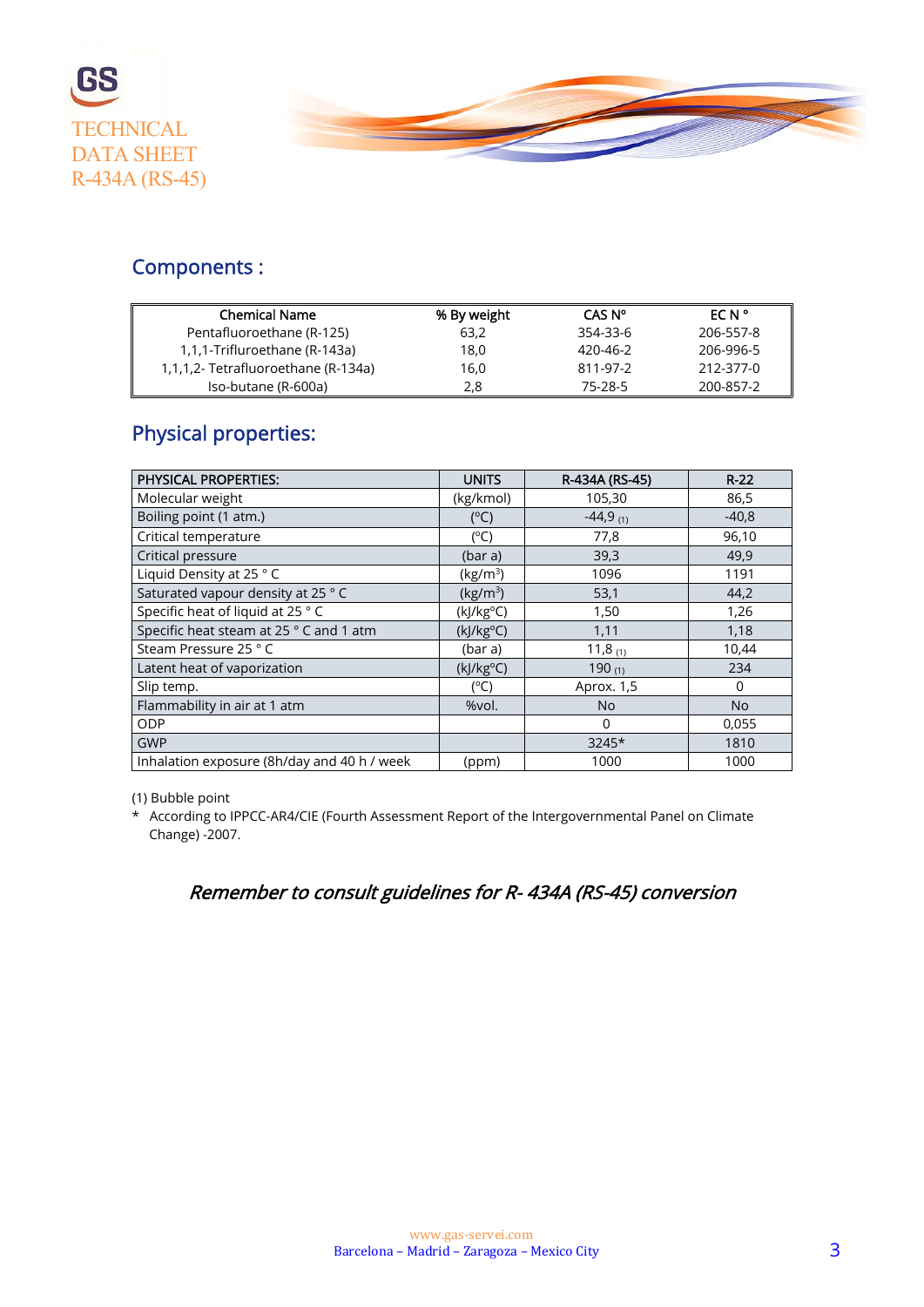GS

TECHNICAL DATA SHEET R-434A (RS-45)

## Components :

| Chemical Name | % By weight | CAS Nº | EC N ° |
|---|---|---|---|
| Pentafluoroethane (R-125) | 63,2 | 354-33-6 | 206-557-8 |
| 1,1,1-Trifluroethane (R-143a) | 18,0 | 420-46-2 | 206-996-5 |
| 1,1,1,2- Tetrafluoroethane (R-134a) | 16,0 | 811-97-2 | 212-377-0 |
| Iso-butane (R-600a) | 2,8 | 75-28-5 | 200-857-2 |

## Physical properties:

| PHYSICAL PROPERTIES: | UNITS | R-434A (RS-45) | R-22 |
|---|---|---|---|
| Molecular weight | (kg/kmol) | 105,30 | 86,5 |
| Boiling point (1 atm.) | (ºC) | -44,9 (1) | -40,8 |
| Critical temperature | (ºC) | 77,8 | 96,10 |
| Critical pressure | (bar a) | 39,3 | 49,9 |
| Liquid Density at 25 ° C | (kg/m$^3$) | 1096 | 1191 |
| Saturated vapour density at 25 ° C | (kg/m$^3$) | 53,1 | 44,2 |
| Specific heat of liquid at 25 ° C | (kJ/kgºC) | 1,50 | 1,26 |
| Specific heat steam at 25 ° C and 1 atm | (kJ/kgºC) | 1,11 | 1,18 |
| Steam Pressure 25 ° C | (bar a) | 11,8 (1) | 10,44 |
| Latent heat of vaporization | (kJ/kgºC) | 190 (1) | 234 |
| Slip temp. | (ºC) | Aprox. 1,5 | 0 |
| Flammability in air at 1 atm | %vol. | No | No |
| ODP | | 0 | 0,055 |
| GWP | | 3245* | 1810 |
| Inhalation exposure (8h/day and 40 h / week | (ppm) | 1000 | 1000 |

(1) Bubble point

\* According to IPPCC-AR4/CIE (Fourth Assessment Report of the Intergovernmental Panel on Climate Change) -2007.

*Remember to consult guidelines for R- 434A (RS-45) conversion*

www.gas-servei.com
Barcelona – Madrid – Zaragoza – Mexico City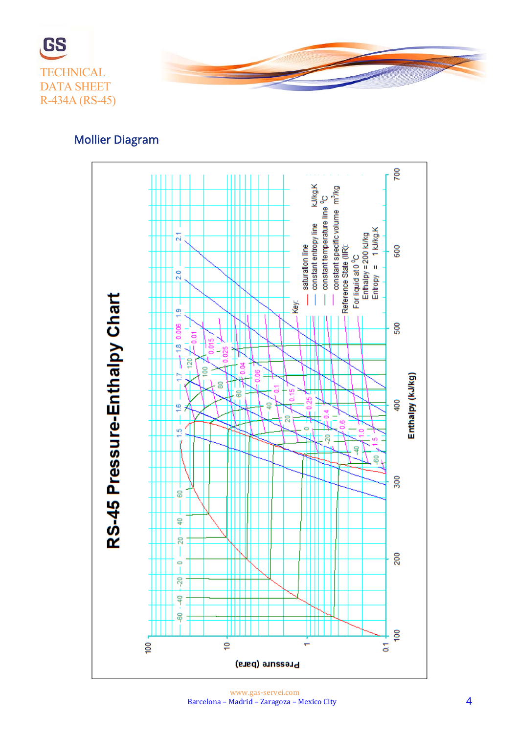TECHNICAL
DATA SHEET
R-434A (RS-45)

## Mollier Diagram

**RS-45 Pressure-Enthalpy Chart**

Key:
- saturation line
- constant entropy line kJ/kg.K
- constant temperature line °C
- constant specific volume m³/kg

Reference State (IIR):
For liquid at 0 °C
Enthalpy = 200 kJ/kg
Entropy = 1 kJ/kg.K

Pressure (bara)

Enthalpy (kJ/kg)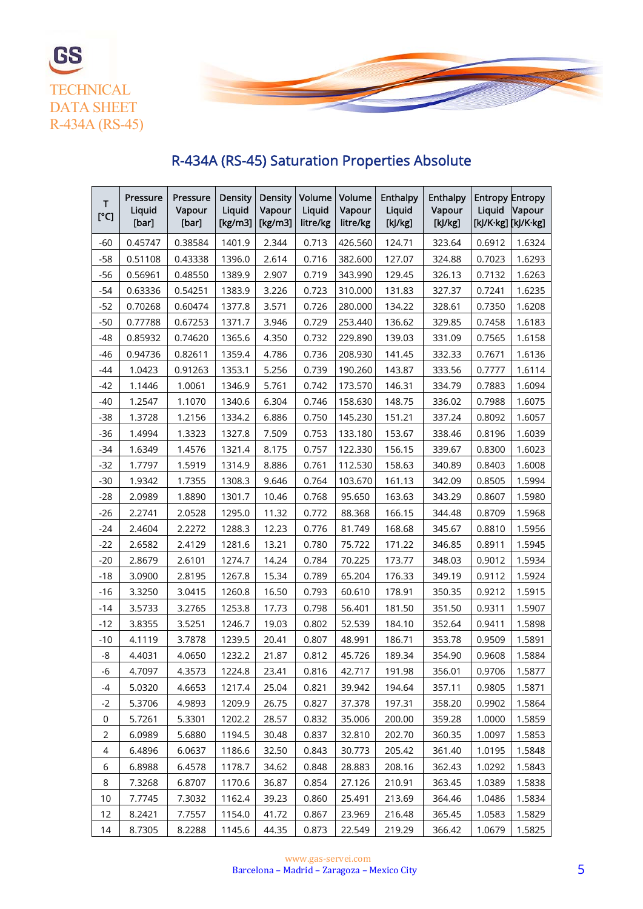GS

TECHNICAL DATA SHEET R-434A (RS-45)

## R-434A (RS-45) Saturation Properties Absolute

| T [°C] | Pressure Liquid [bar] | Pressure Vapour [bar] | Density Liquid [kg/m3] | Density Vapour [kg/m3] | Volume Liquid litre/kg | Volume Vapour litre/kg | Enthalpy Liquid [kJ/kg] | Enthalpy Vapour [kJ/kg] | Entropy Liquid [kJ/K·kg] | Entropy Vapour [kJ/K·kg] |
|---|---|---|---|---|---|---|---|---|---|---|
| -60 | 0.45747 | 0.38584 | 1401.9 | 2.344 | 0.713 | 426.560 | 124.71 | 323.64 | 0.6912 | 1.6324 |
| -58 | 0.51108 | 0.43338 | 1396.0 | 2.614 | 0.716 | 382.600 | 127.07 | 324.88 | 0.7023 | 1.6293 |
| -56 | 0.56961 | 0.48550 | 1389.9 | 2.907 | 0.719 | 343.990 | 129.45 | 326.13 | 0.7132 | 1.6263 |
| -54 | 0.63336 | 0.54251 | 1383.9 | 3.226 | 0.723 | 310.000 | 131.83 | 327.37 | 0.7241 | 1.6235 |
| -52 | 0.70268 | 0.60474 | 1377.8 | 3.571 | 0.726 | 280.000 | 134.22 | 328.61 | 0.7350 | 1.6208 |
| -50 | 0.77788 | 0.67253 | 1371.7 | 3.946 | 0.729 | 253.440 | 136.62 | 329.85 | 0.7458 | 1.6183 |
| -48 | 0.85932 | 0.74620 | 1365.6 | 4.350 | 0.732 | 229.890 | 139.03 | 331.09 | 0.7565 | 1.6158 |
| -46 | 0.94736 | 0.82611 | 1359.4 | 4.786 | 0.736 | 208.930 | 141.45 | 332.33 | 0.7671 | 1.6136 |
| -44 | 1.0423 | 0.91263 | 1353.1 | 5.256 | 0.739 | 190.260 | 143.87 | 333.56 | 0.7777 | 1.6114 |
| -42 | 1.1446 | 1.0061 | 1346.9 | 5.761 | 0.742 | 173.570 | 146.31 | 334.79 | 0.7883 | 1.6094 |
| -40 | 1.2547 | 1.1070 | 1340.6 | 6.304 | 0.746 | 158.630 | 148.75 | 336.02 | 0.7988 | 1.6075 |
| -38 | 1.3728 | 1.2156 | 1334.2 | 6.886 | 0.750 | 145.230 | 151.21 | 337.24 | 0.8092 | 1.6057 |
| -36 | 1.4994 | 1.3323 | 1327.8 | 7.509 | 0.753 | 133.180 | 153.67 | 338.46 | 0.8196 | 1.6039 |
| -34 | 1.6349 | 1.4576 | 1321.4 | 8.175 | 0.757 | 122.330 | 156.15 | 339.67 | 0.8300 | 1.6023 |
| -32 | 1.7797 | 1.5919 | 1314.9 | 8.886 | 0.761 | 112.530 | 158.63 | 340.89 | 0.8403 | 1.6008 |
| -30 | 1.9342 | 1.7355 | 1308.3 | 9.646 | 0.764 | 103.670 | 161.13 | 342.09 | 0.8505 | 1.5994 |
| -28 | 2.0989 | 1.8890 | 1301.7 | 10.46 | 0.768 | 95.650 | 163.63 | 343.29 | 0.8607 | 1.5980 |
| -26 | 2.2741 | 2.0528 | 1295.0 | 11.32 | 0.772 | 88.368 | 166.15 | 344.48 | 0.8709 | 1.5968 |
| -24 | 2.4604 | 2.2272 | 1288.3 | 12.23 | 0.776 | 81.749 | 168.68 | 345.67 | 0.8810 | 1.5956 |
| -22 | 2.6582 | 2.4129 | 1281.6 | 13.21 | 0.780 | 75.722 | 171.22 | 346.85 | 0.8911 | 1.5945 |
| -20 | 2.8679 | 2.6101 | 1274.7 | 14.24 | 0.784 | 70.225 | 173.77 | 348.03 | 0.9012 | 1.5934 |
| -18 | 3.0900 | 2.8195 | 1267.8 | 15.34 | 0.789 | 65.204 | 176.33 | 349.19 | 0.9112 | 1.5924 |
| -16 | 3.3250 | 3.0415 | 1260.8 | 16.50 | 0.793 | 60.610 | 178.91 | 350.35 | 0.9212 | 1.5915 |
| -14 | 3.5733 | 3.2765 | 1253.8 | 17.73 | 0.798 | 56.401 | 181.50 | 351.50 | 0.9311 | 1.5907 |
| -12 | 3.8355 | 3.5251 | 1246.7 | 19.03 | 0.802 | 52.539 | 184.10 | 352.64 | 0.9411 | 1.5898 |
| -10 | 4.1119 | 3.7878 | 1239.5 | 20.41 | 0.807 | 48.991 | 186.71 | 353.78 | 0.9509 | 1.5891 |
| -8 | 4.4031 | 4.0650 | 1232.2 | 21.87 | 0.812 | 45.726 | 189.34 | 354.90 | 0.9608 | 1.5884 |
| -6 | 4.7097 | 4.3573 | 1224.8 | 23.41 | 0.816 | 42.717 | 191.98 | 356.01 | 0.9706 | 1.5877 |
| -4 | 5.0320 | 4.6653 | 1217.4 | 25.04 | 0.821 | 39.942 | 194.64 | 357.11 | 0.9805 | 1.5871 |
| -2 | 5.3706 | 4.9893 | 1209.9 | 26.75 | 0.827 | 37.378 | 197.31 | 358.20 | 0.9902 | 1.5864 |
| 0 | 5.7261 | 5.3301 | 1202.2 | 28.57 | 0.832 | 35.006 | 200.00 | 359.28 | 1.0000 | 1.5859 |
| 2 | 6.0989 | 5.6880 | 1194.5 | 30.48 | 0.837 | 32.810 | 202.70 | 360.35 | 1.0097 | 1.5853 |
| 4 | 6.4896 | 6.0637 | 1186.6 | 32.50 | 0.843 | 30.773 | 205.42 | 361.40 | 1.0195 | 1.5848 |
| 6 | 6.8988 | 6.4578 | 1178.7 | 34.62 | 0.848 | 28.883 | 208.16 | 362.43 | 1.0292 | 1.5843 |
| 8 | 7.3268 | 6.8707 | 1170.6 | 36.87 | 0.854 | 27.126 | 210.91 | 363.45 | 1.0389 | 1.5838 |
| 10 | 7.7745 | 7.3032 | 1162.4 | 39.23 | 0.860 | 25.491 | 213.69 | 364.46 | 1.0486 | 1.5834 |
| 12 | 8.2421 | 7.7557 | 1154.0 | 41.72 | 0.867 | 23.969 | 216.48 | 365.45 | 1.0583 | 1.5829 |
| 14 | 8.7305 | 8.2288 | 1145.6 | 44.35 | 0.873 | 22.549 | 219.29 | 366.42 | 1.0679 | 1.5825 |

www.gas-servei.com
Barcelona – Madrid – Zaragoza – Mexico City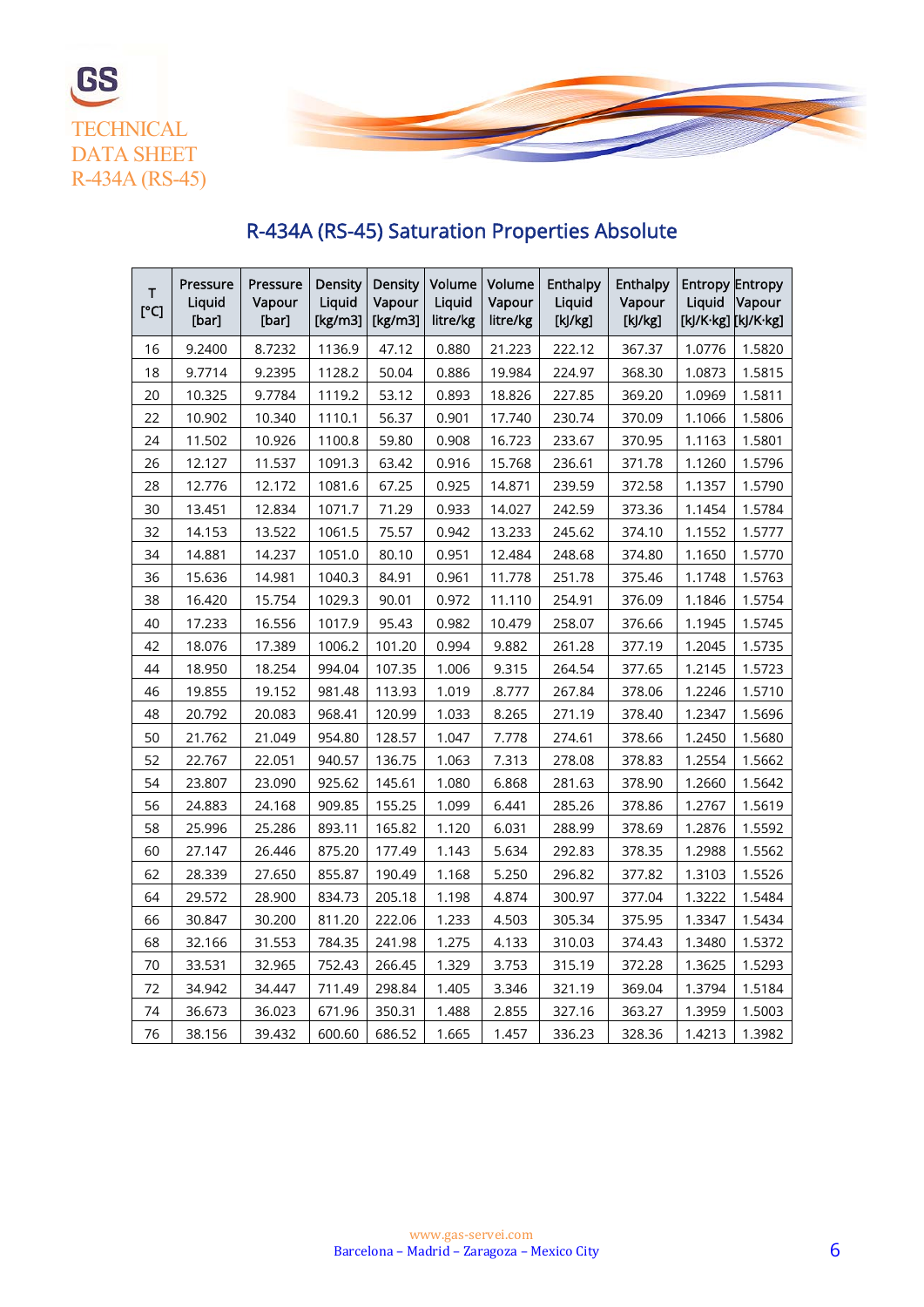# TECHNICAL DATA SHEET R-434A (RS-45)

## R-434A (RS-45) Saturation Properties Absolute

| T [°C] | Pressure Liquid [bar] | Pressure Vapour [bar] | Density Liquid [kg/m3] | Density Vapour [kg/m3] | Volume Liquid litre/kg | Volume Vapour litre/kg | Enthalpy Liquid [kJ/kg] | Enthalpy Vapour [kJ/kg] | Entropy Liquid [kJ/K·kg] | Entropy Vapour [kJ/K·kg] |
|---|---|---|---|---|---|---|---|---|---|---|
| 16 | 9.2400 | 8.7232 | 1136.9 | 47.12 | 0.880 | 21.223 | 222.12 | 367.37 | 1.0776 | 1.5820 |
| 18 | 9.7714 | 9.2395 | 1128.2 | 50.04 | 0.886 | 19.984 | 224.97 | 368.30 | 1.0873 | 1.5815 |
| 20 | 10.325 | 9.7784 | 1119.2 | 53.12 | 0.893 | 18.826 | 227.85 | 369.20 | 1.0969 | 1.5811 |
| 22 | 10.902 | 10.340 | 1110.1 | 56.37 | 0.901 | 17.740 | 230.74 | 370.09 | 1.1066 | 1.5806 |
| 24 | 11.502 | 10.926 | 1100.8 | 59.80 | 0.908 | 16.723 | 233.67 | 370.95 | 1.1163 | 1.5801 |
| 26 | 12.127 | 11.537 | 1091.3 | 63.42 | 0.916 | 15.768 | 236.61 | 371.78 | 1.1260 | 1.5796 |
| 28 | 12.776 | 12.172 | 1081.6 | 67.25 | 0.925 | 14.871 | 239.59 | 372.58 | 1.1357 | 1.5790 |
| 30 | 13.451 | 12.834 | 1071.7 | 71.29 | 0.933 | 14.027 | 242.59 | 373.36 | 1.1454 | 1.5784 |
| 32 | 14.153 | 13.522 | 1061.5 | 75.57 | 0.942 | 13.233 | 245.62 | 374.10 | 1.1552 | 1.5777 |
| 34 | 14.881 | 14.237 | 1051.0 | 80.10 | 0.951 | 12.484 | 248.68 | 374.80 | 1.1650 | 1.5770 |
| 36 | 15.636 | 14.981 | 1040.3 | 84.91 | 0.961 | 11.778 | 251.78 | 375.46 | 1.1748 | 1.5763 |
| 38 | 16.420 | 15.754 | 1029.3 | 90.01 | 0.972 | 11.110 | 254.91 | 376.09 | 1.1846 | 1.5754 |
| 40 | 17.233 | 16.556 | 1017.9 | 95.43 | 0.982 | 10.479 | 258.07 | 376.66 | 1.1945 | 1.5745 |
| 42 | 18.076 | 17.389 | 1006.2 | 101.20 | 0.994 | 9.882 | 261.28 | 377.19 | 1.2045 | 1.5735 |
| 44 | 18.950 | 18.254 | 994.04 | 107.35 | 1.006 | 9.315 | 264.54 | 377.65 | 1.2145 | 1.5723 |
| 46 | 19.855 | 19.152 | 981.48 | 113.93 | 1.019 | .8.777 | 267.84 | 378.06 | 1.2246 | 1.5710 |
| 48 | 20.792 | 20.083 | 968.41 | 120.99 | 1.033 | 8.265 | 271.19 | 378.40 | 1.2347 | 1.5696 |
| 50 | 21.762 | 21.049 | 954.80 | 128.57 | 1.047 | 7.778 | 274.61 | 378.66 | 1.2450 | 1.5680 |
| 52 | 22.767 | 22.051 | 940.57 | 136.75 | 1.063 | 7.313 | 278.08 | 378.83 | 1.2554 | 1.5662 |
| 54 | 23.807 | 23.090 | 925.62 | 145.61 | 1.080 | 6.868 | 281.63 | 378.90 | 1.2660 | 1.5642 |
| 56 | 24.883 | 24.168 | 909.85 | 155.25 | 1.099 | 6.441 | 285.26 | 378.86 | 1.2767 | 1.5619 |
| 58 | 25.996 | 25.286 | 893.11 | 165.82 | 1.120 | 6.031 | 288.99 | 378.69 | 1.2876 | 1.5592 |
| 60 | 27.147 | 26.446 | 875.20 | 177.49 | 1.143 | 5.634 | 292.83 | 378.35 | 1.2988 | 1.5562 |
| 62 | 28.339 | 27.650 | 855.87 | 190.49 | 1.168 | 5.250 | 296.82 | 377.82 | 1.3103 | 1.5526 |
| 64 | 29.572 | 28.900 | 834.73 | 205.18 | 1.198 | 4.874 | 300.97 | 377.04 | 1.3222 | 1.5484 |
| 66 | 30.847 | 30.200 | 811.20 | 222.06 | 1.233 | 4.503 | 305.34 | 375.95 | 1.3347 | 1.5434 |
| 68 | 32.166 | 31.553 | 784.35 | 241.98 | 1.275 | 4.133 | 310.03 | 374.43 | 1.3480 | 1.5372 |
| 70 | 33.531 | 32.965 | 752.43 | 266.45 | 1.329 | 3.753 | 315.19 | 372.28 | 1.3625 | 1.5293 |
| 72 | 34.942 | 34.447 | 711.49 | 298.84 | 1.405 | 3.346 | 321.19 | 369.04 | 1.3794 | 1.5184 |
| 74 | 36.673 | 36.023 | 671.96 | 350.31 | 1.488 | 2.855 | 327.16 | 363.27 | 1.3959 | 1.5003 |
| 76 | 38.156 | 39.432 | 600.60 | 686.52 | 1.665 | 1.457 | 336.23 | 328.36 | 1.4213 | 1.3982 |

www.gas-servei.com
Barcelona – Madrid – Zaragoza – Mexico City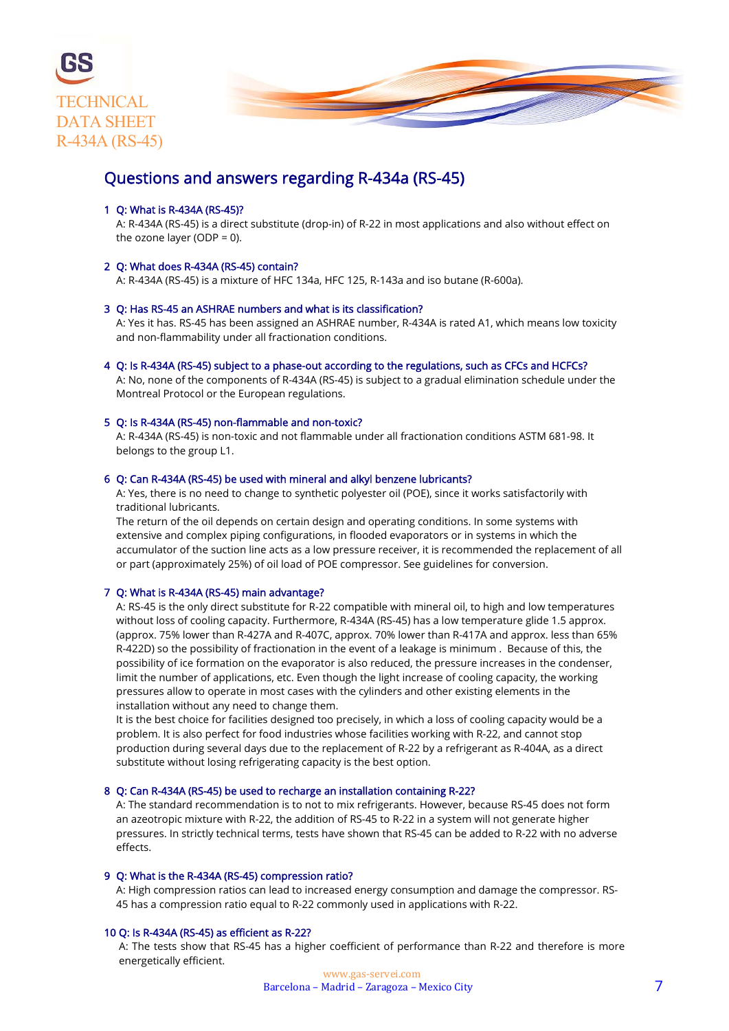## Questions and answers regarding R-434a (RS-45)

1 Q: What is R-434A (RS-45)?

A: R-434A (RS-45) is a direct substitute (drop-in) of R-22 in most applications and also without effect on the ozone layer (ODP = 0).

2 Q: What does R-434A (RS-45) contain?

A: R-434A (RS-45) is a mixture of HFC 134a, HFC 125, R-143a and iso butane (R-600a).

3 Q: Has RS-45 an ASHRAE numbers and what is its classification?

A: Yes it has. RS-45 has been assigned an ASHRAE number, R-434A is rated A1, which means low toxicity and non-flammability under all fractionation conditions.

4 Q: Is R-434A (RS-45) subject to a phase-out according to the regulations, such as CFCs and HCFCs?

A: No, none of the components of R-434A (RS-45) is subject to a gradual elimination schedule under the Montreal Protocol or the European regulations.

5 Q: Is R-434A (RS-45) non-flammable and non-toxic?

A: R-434A (RS-45) is non-toxic and not flammable under all fractionation conditions ASTM 681-98. It belongs to the group L1.

6 Q: Can R-434A (RS-45) be used with mineral and alkyl benzene lubricants?

A: Yes, there is no need to change to synthetic polyester oil (POE), since it works satisfactorily with traditional lubricants.

The return of the oil depends on certain design and operating conditions. In some systems with extensive and complex piping configurations, in flooded evaporators or in systems in which the accumulator of the suction line acts as a low pressure receiver, it is recommended the replacement of all or part (approximately 25%) of oil load of POE compressor. See guidelines for conversion.

7 Q: What is R-434A (RS-45) main advantage?

A: RS-45 is the only direct substitute for R-22 compatible with mineral oil, to high and low temperatures without loss of cooling capacity. Furthermore, R-434A (RS-45) has a low temperature glide 1.5 approx. (approx. 75% lower than R-427A and R-407C, approx. 70% lower than R-417A and approx. less than 65% R-422D) so the possibility of fractionation in the event of a leakage is minimum . Because of this, the possibility of ice formation on the evaporator is also reduced, the pressure increases in the condenser, limit the number of applications, etc. Even though the light increase of cooling capacity, the working pressures allow to operate in most cases with the cylinders and other existing elements in the installation without any need to change them.

It is the best choice for facilities designed too precisely, in which a loss of cooling capacity would be a problem. It is also perfect for food industries whose facilities working with R-22, and cannot stop production during several days due to the replacement of R-22 by a refrigerant as R-404A, as a direct substitute without losing refrigerating capacity is the best option.

8 Q: Can R-434A (RS-45) be used to recharge an installation containing R-22?

A: The standard recommendation is to not to mix refrigerants. However, because RS-45 does not form an azeotropic mixture with R-22, the addition of RS-45 to R-22 in a system will not generate higher pressures. In strictly technical terms, tests have shown that RS-45 can be added to R-22 with no adverse effects.

9 Q: What is the R-434A (RS-45) compression ratio?

A: High compression ratios can lead to increased energy consumption and damage the compressor. RS-45 has a compression ratio equal to R-22 commonly used in applications with R-22.

10 Q: Is R-434A (RS-45) as efficient as R-22?

A: The tests show that RS-45 has a higher coefficient of performance than R-22 and therefore is more energetically efficient.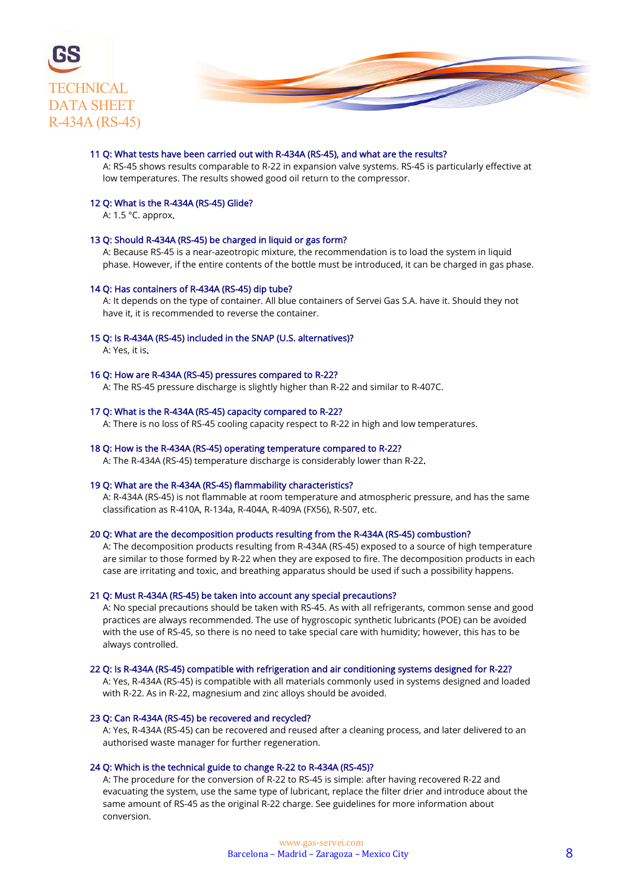**11 Q: What tests have been carried out with R-434A (RS-45), and what are the results?**

A: RS-45 shows results comparable to R-22 in expansion valve systems. RS-45 is particularly effective at low temperatures. The results showed good oil return to the compressor.

**12 Q: What is the R-434A (RS-45) Glide?**

A: 1.5 °C. approx.

**13 Q: Should R-434A (RS-45) be charged in liquid or gas form?**

A: Because RS-45 is a near-azeotropic mixture, the recommendation is to load the system in liquid phase. However, if the entire contents of the bottle must be introduced, it can be charged in gas phase.

**14 Q: Has containers of R-434A (RS-45) dip tube?**

A: It depends on the type of container. All blue containers of Servei Gas S.A. have it. Should they not have it, it is recommended to reverse the container.

**15 Q: Is R-434A (RS-45) included in the SNAP (U.S. alternatives)?**

A: Yes, it is.

**16 Q: How are R-434A (RS-45) pressures compared to R-22?**

A: The RS-45 pressure discharge is slightly higher than R-22 and similar to R-407C.

**17 Q: What is the R-434A (RS-45) capacity compared to R-22?**

A: There is no loss of RS-45 cooling capacity respect to R-22 in high and low temperatures.

**18 Q: How is the R-434A (RS-45) operating temperature compared to R-22?**

A: The R-434A (RS-45) temperature discharge is considerably lower than R-22.

**19 Q: What are the R-434A (RS-45) flammability characteristics?**

A: R-434A (RS-45) is not flammable at room temperature and atmospheric pressure, and has the same classification as R-410A, R-134a, R-404A, R-409A (FX56), R-507, etc.

**20 Q: What are the decomposition products resulting from the R-434A (RS-45) combustion?**

A: The decomposition products resulting from R-434A (RS-45) exposed to a source of high temperature are similar to those formed by R-22 when they are exposed to fire. The decomposition products in each case are irritating and toxic, and breathing apparatus should be used if such a possibility happens.

**21 Q: Must R-434A (RS-45) be taken into account any special precautions?**

A: No special precautions should be taken with RS-45. As with all refrigerants, common sense and good practices are always recommended. The use of hygroscopic synthetic lubricants (POE) can be avoided with the use of RS-45, so there is no need to take special care with humidity; however, this has to be always controlled.

**22 Q: Is R-434A (RS-45) compatible with refrigeration and air conditioning systems designed for R-22?**

A: Yes, R-434A (RS-45) is compatible with all materials commonly used in systems designed and loaded with R-22. As in R-22, magnesium and zinc alloys should be avoided.

**23 Q: Can R-434A (RS-45) be recovered and recycled?**

A: Yes, R-434A (RS-45) can be recovered and reused after a cleaning process, and later delivered to an authorised waste manager for further regeneration.

**24 Q: Which is the technical guide to change R-22 to R-434A (RS-45)?**

A: The procedure for the conversion of R-22 to RS-45 is simple: after having recovered R-22 and evacuating the system, use the same type of lubricant, replace the filter drier and introduce about the same amount of RS-45 as the original R-22 charge. See guidelines for more information about conversion.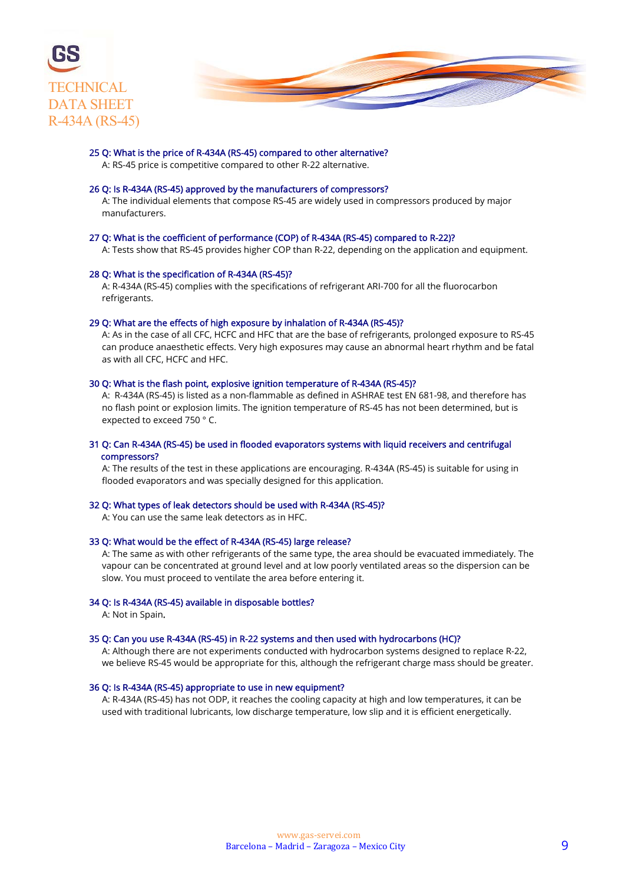**25 Q: What is the price of R-434A (RS-45) compared to other alternative?**

A: RS-45 price is competitive compared to other R-22 alternative.

**26 Q: Is R-434A (RS-45) approved by the manufacturers of compressors?**

A: The individual elements that compose RS-45 are widely used in compressors produced by major manufacturers.

**27 Q: What is the coefficient of performance (COP) of R-434A (RS-45) compared to R-22)?**

A: Tests show that RS-45 provides higher COP than R-22, depending on the application and equipment.

**28 Q: What is the specification of R-434A (RS-45)?**

A: R-434A (RS-45) complies with the specifications of refrigerant ARI-700 for all the fluorocarbon refrigerants.

**29 Q: What are the effects of high exposure by inhalation of R-434A (RS-45)?**

A: As in the case of all CFC, HCFC and HFC that are the base of refrigerants, prolonged exposure to RS-45 can produce anaesthetic effects. Very high exposures may cause an abnormal heart rhythm and be fatal as with all CFC, HCFC and HFC.

**30 Q: What is the flash point, explosive ignition temperature of R-434A (RS-45)?**

A: R-434A (RS-45) is listed as a non-flammable as defined in ASHRAE test EN 681-98, and therefore has no flash point or explosion limits. The ignition temperature of RS-45 has not been determined, but is expected to exceed 750 ° C.

**31 Q: Can R-434A (RS-45) be used in flooded evaporators systems with liquid receivers and centrifugal compressors?**

A: The results of the test in these applications are encouraging. R-434A (RS-45) is suitable for using in flooded evaporators and was specially designed for this application.

**32 Q: What types of leak detectors should be used with R-434A (RS-45)?**

A: You can use the same leak detectors as in HFC.

**33 Q: What would be the effect of R-434A (RS-45) large release?**

A: The same as with other refrigerants of the same type, the area should be evacuated immediately. The vapour can be concentrated at ground level and at low poorly ventilated areas so the dispersion can be slow. You must proceed to ventilate the area before entering it.

**34 Q: Is R-434A (RS-45) available in disposable bottles?**

A: Not in Spain.

**35 Q: Can you use R-434A (RS-45) in R-22 systems and then used with hydrocarbons (HC)?**

A: Although there are not experiments conducted with hydrocarbon systems designed to replace R-22, we believe RS-45 would be appropriate for this, although the refrigerant charge mass should be greater.

**36 Q: Is R-434A (RS-45) appropriate to use in new equipment?**

A: R-434A (RS-45) has not ODP, it reaches the cooling capacity at high and low temperatures, it can be used with traditional lubricants, low discharge temperature, low slip and it is efficient energetically.